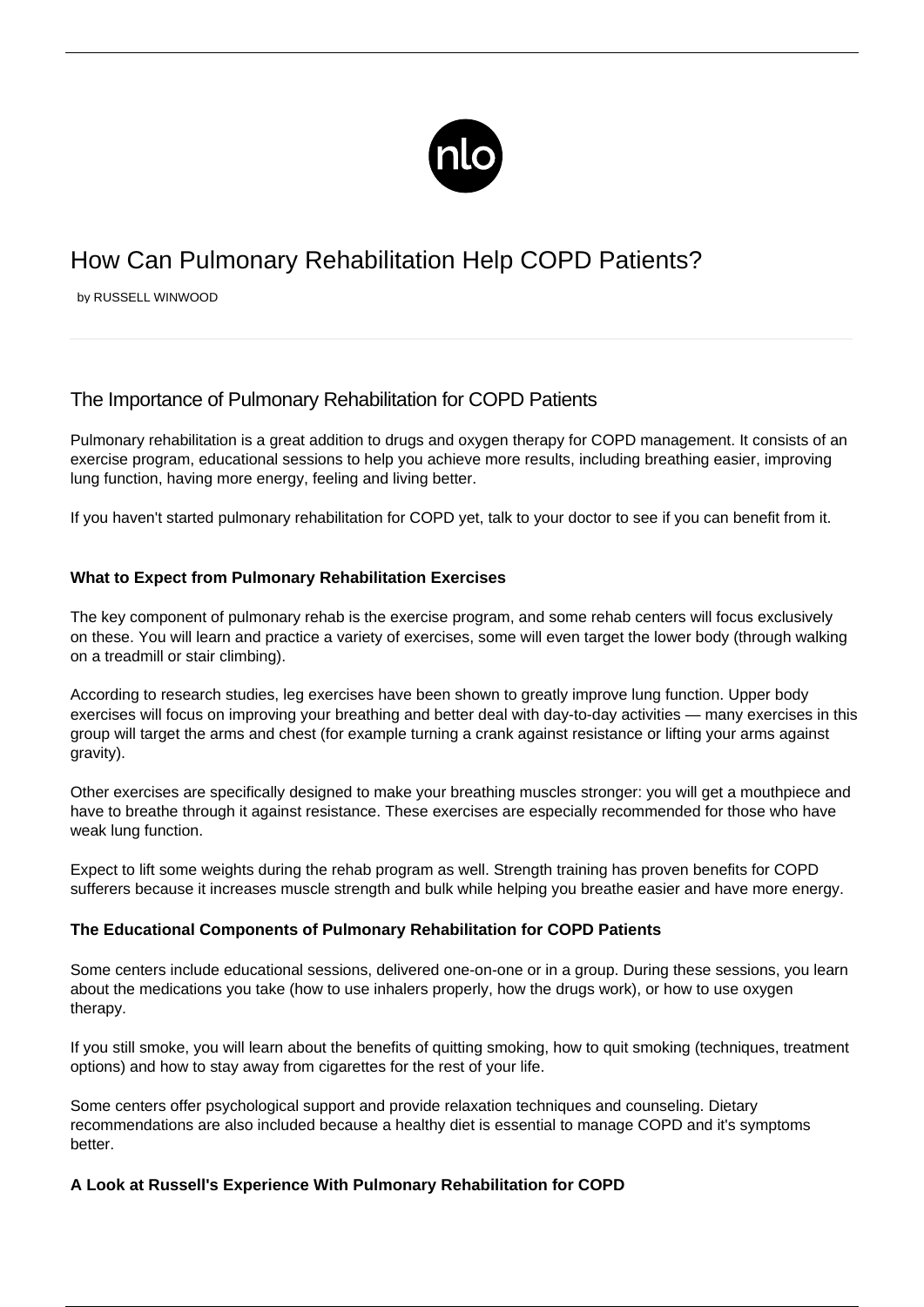# How Can Pulmonary Rehabilitation Help COPD Patients?

by RUSSELL WINWOOD

## The Importance of Pulmonary Rehabilitation for COPD Patients

Pulmonary rehabilitation is a great addition to drugs and oxygen therapy for COPD management. It consists of an exercise program, educational sessions to help you achieve more results, including breathing easier, improving lung function, having more energy, feeling and living better.

If you haven't started pulmonary rehabilitation for COPD yet, talk to your doctor to see if you can benefit from it.

### What to Expect from Pulmonary Rehabilitation Exercises

The key component of pulmonary rehab is the exercise program, and some rehab centers will focus exclusively on these. You will learn and practice a variety of exercises, some will even target the lower body (through walking on a treadmill or stair climbing).

According to research studies, leg exercises have been shown to greatly improve lung function. Upper body exercises will focus on improving your breathing and better deal with day-to-day activities — many exercises in this group will target the arms and chest (for example turning a crank against resistance or lifting your arms against gravity).

Other exercises are specifically designed to make your breathing muscles stronger: you will get a mouthpiece and have to breathe through it against resistance. These exercises are especially recommended for those who have weak lung function.

Expect to lift some weights during the rehab program as well. Strength training has proven benefits for COPD sufferers because it increases muscle strength and bulk while helping you breathe easier and have more energy.

### The Educational Components of Pulmonary Rehabilitation for COPD Patients

Some centers include educational sessions, delivered one-on-one or in a group. During these sessions, you learn about the medications you take (how to use inhalers properly, how the drugs work), or how to use oxygen therapy.

If you still smoke, you will learn about the benefits of quitting smoking, how to quit smoking (techniques, treatment options) and how to stay away from cigarettes for the rest of your life.

Some centers offer psychological support and provide relaxation techniques and counseling. Dietary recommendations are also included because a healthy diet is essential to manage COPD and it's symptoms better.

### A Look at Russell's Experience With Pulmonary Rehabilitation for COPD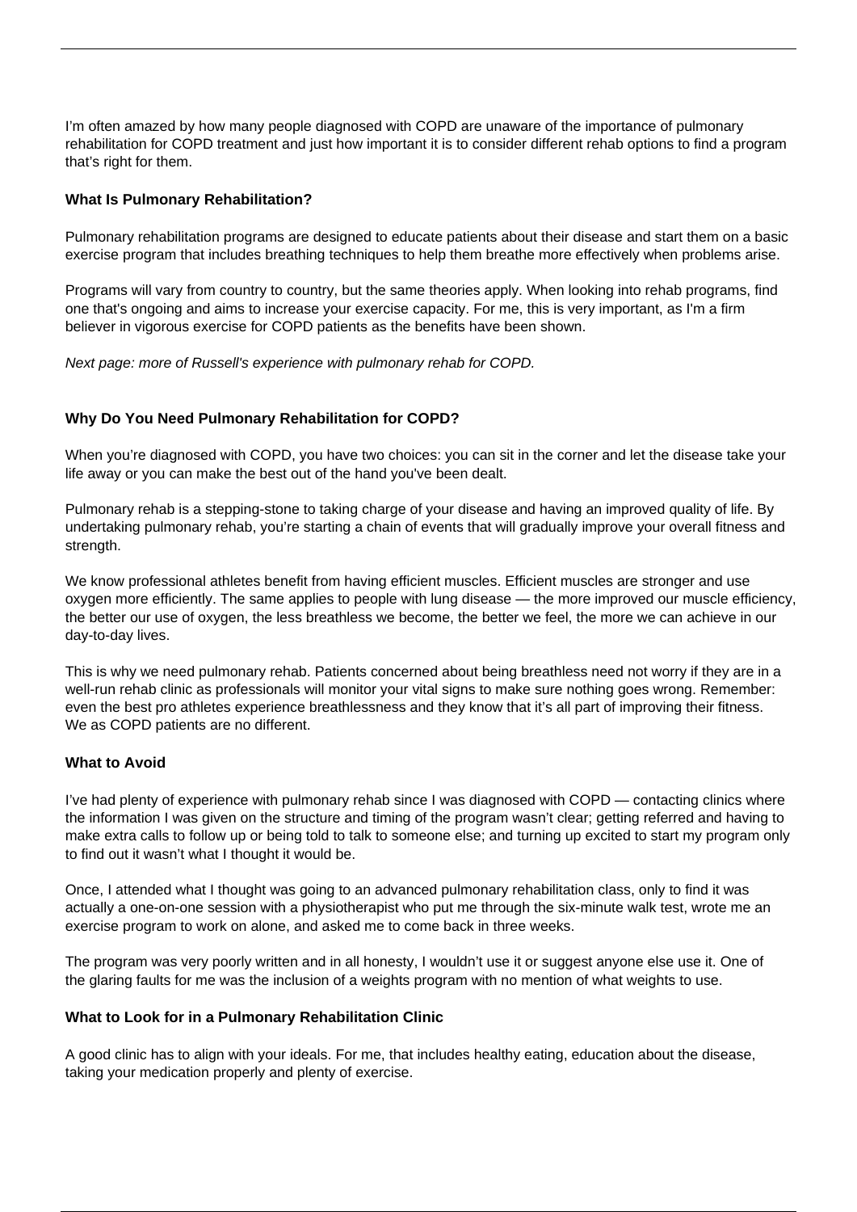I'm often amazed by how many people diagnosed with COPD are unaware of the importance of pulmonary rehabilitation for COPD treatment and just how important it is to consider different rehab options to find a program that's right for them.

### What Is Pulmonary Rehabilitation?

Pulmonary rehabilitation programs are designed to educate patients about their disease and start them on a basic exercise program that includes breathing techniques to help them breathe more effectively when problems arise.

Programs will vary from country to country, but the same theories apply. When looking into rehab programs, find one that's ongoing and aims to increase your exercise capacity. For me, this is very important, as I'm a firm believer in vigorous exercise for COPD patients as the benefits have been shown.

*Next page: more of Russell's experience with pulmonary rehab for COPD.*

### Why Do You Need Pulmonary Rehabilitation for COPD?

When you're diagnosed with COPD, you have two choices: you can sit in the corner and let the disease take your life away or you can make the best out of the hand you've been dealt.

Pulmonary rehab is a stepping-stone to taking charge of your disease and having an improved quality of life. By undertaking pulmonary rehab, you're starting a chain of events that will gradually improve your overall fitness and strength.

We know professional athletes benefit from having efficient muscles. Efficient muscles are stronger and use oxygen more efficiently. The same applies to people with lung disease — the more improved our muscle efficiency, the better our use of oxygen, the less breathless we become, the better we feel, the more we can achieve in our day-to-day lives.

This is why we need pulmonary rehab. Patients concerned about being breathless need not worry if they are in a well-run rehab clinic as professionals will monitor your vital signs to make sure nothing goes wrong. Remember: even the best pro athletes experience breathlessness and they know that it's all part of improving their fitness. We as COPD patients are no different.

### What to Avoid

I've had plenty of experience with pulmonary rehab since I was diagnosed with COPD — contacting clinics where the information I was given on the structure and timing of the program wasn't clear; getting referred and having to make extra calls to follow up or being told to talk to someone else; and turning up excited to start my program only to find out it wasn't what I thought it would be.

Once, I attended what I thought was going to an advanced pulmonary rehabilitation class, only to find it was actually a one-on-one session with a physiotherapist who put me through the six-minute walk test, wrote me an exercise program to work on alone, and asked me to come back in three weeks.

The program was very poorly written and in all honesty, I wouldn't use it or suggest anyone else use it. One of the glaring faults for me was the inclusion of a weights program with no mention of what weights to use.

### What to Look for in a Pulmonary Rehabilitation Clinic

A good clinic has to align with your ideals. For me, that includes healthy eating, education about the disease, taking your medication properly and plenty of exercise.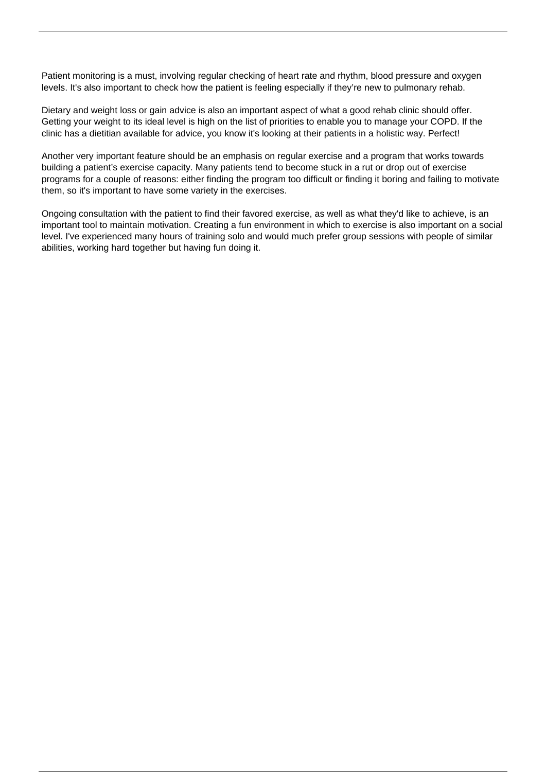Patient monitoring is a must, involving regular checking of heart rate and rhythm, blood pressure and oxygen levels. It's also important to check how the patient is feeling especially if they're new to pulmonary rehab.

Dietary and weight loss or gain advice is also an important aspect of what a good rehab clinic should offer. Getting your weight to its ideal level is high on the list of priorities to enable you to manage your COPD. If the clinic has a dietitian available for advice, you know it's looking at their patients in a holistic way. Perfect!

Another very important feature should be an emphasis on regular exercise and a program that works towards building a patient's exercise capacity. Many patients tend to become stuck in a rut or drop out of exercise programs for a couple of reasons: either finding the program too difficult or finding it boring and failing to motivate them, so it's important to have some variety in the exercises.

Ongoing consultation with the patient to find their favored exercise, as well as what they'd like to achieve, is an important tool to maintain motivation. Creating a fun environment in which to exercise is also important on a social level. I've experienced many hours of training solo and would much prefer group sessions with people of similar abilities, working hard together but having fun doing it.